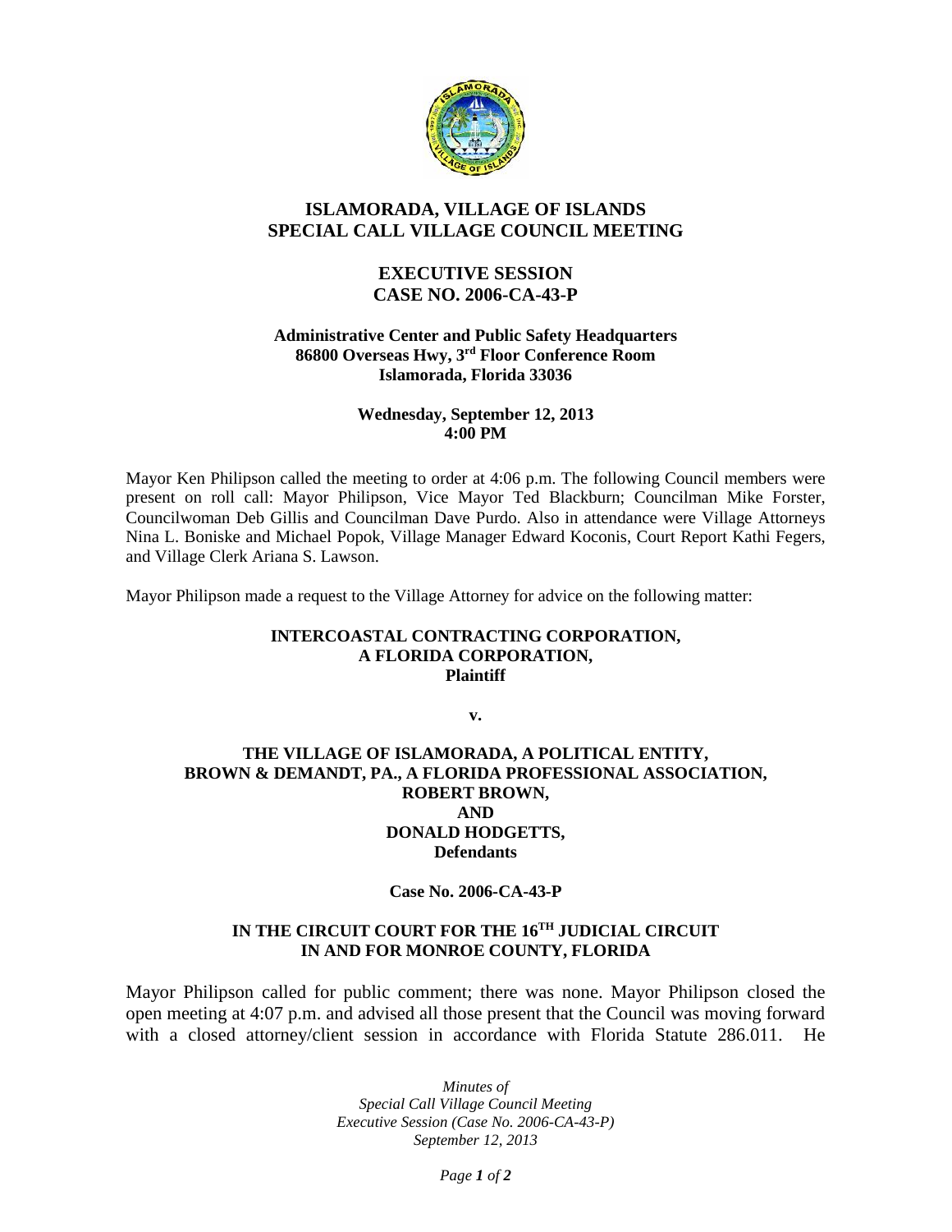# ISLAMORADA, VILLAGE OF ISLANDS
# SPECIAL CALL VILLAGE COUNCIL MEETING

## EXECUTIVE SESSION
## CASE NO. 2006-CA-43-P

**Administrative Center and Public Safety Headquarters**
**86800 Overseas Hwy, 3rd Floor Conference Room**
**Islamorada, Florida 33036**

**Wednesday, September 12, 2013**
**4:00 PM**

Mayor Ken Philipson called the meeting to order at 4:06 p.m. The following Council members were present on roll call: Mayor Philipson, Vice Mayor Ted Blackburn; Councilman Mike Forster, Councilwoman Deb Gillis and Councilman Dave Purdo. Also in attendance were Village Attorneys Nina L. Boniske and Michael Popok, Village Manager Edward Koconis, Court Report Kathi Fegers, and Village Clerk Ariana S. Lawson.

Mayor Philipson made a request to the Village Attorney for advice on the following matter:

**INTERCOASTAL CONTRACTING CORPORATION,**
**A FLORIDA CORPORATION,**
**Plaintiff**

**v.**

**THE VILLAGE OF ISLAMORADA, A POLITICAL ENTITY,**
**BROWN & DEMANDT, PA., A FLORIDA PROFESSIONAL ASSOCIATION,**
**ROBERT BROWN,**
**AND**
**DONALD HODGETTS,**
**Defendants**

**Case No. 2006-CA-43-P**

**IN THE CIRCUIT COURT FOR THE 16TH JUDICIAL CIRCUIT**
**IN AND FOR MONROE COUNTY, FLORIDA**

Mayor Philipson called for public comment; there was none. Mayor Philipson closed the open meeting at 4:07 p.m. and advised all those present that the Council was moving forward with a closed attorney/client session in accordance with Florida Statute 286.011. He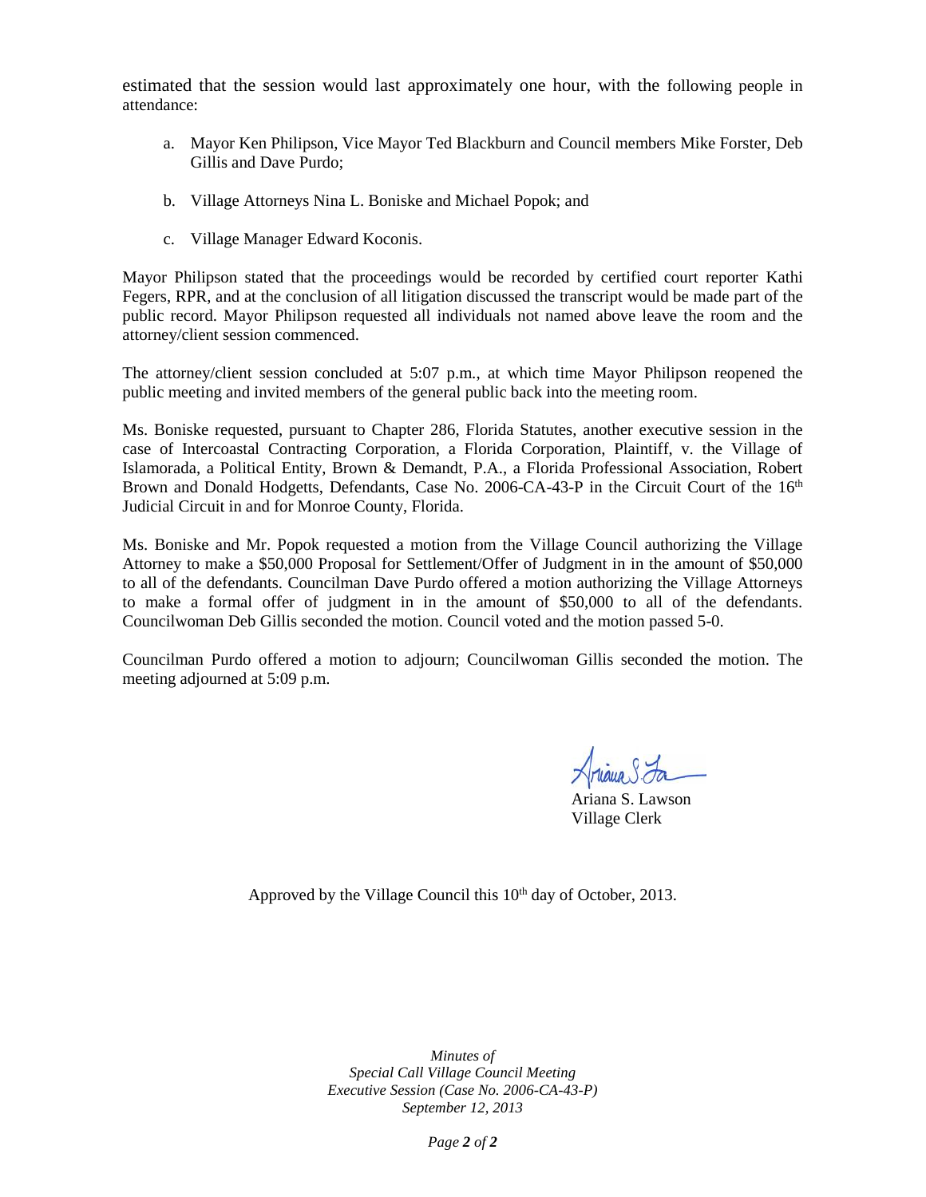estimated that the session would last approximately one hour, with the following people in attendance:

a. Mayor Ken Philipson, Vice Mayor Ted Blackburn and Council members Mike Forster, Deb Gillis and Dave Purdo;

b. Village Attorneys Nina L. Boniske and Michael Popok; and

c. Village Manager Edward Koconis.

Mayor Philipson stated that the proceedings would be recorded by certified court reporter Kathi Fegers, RPR, and at the conclusion of all litigation discussed the transcript would be made part of the public record. Mayor Philipson requested all individuals not named above leave the room and the attorney/client session commenced.

The attorney/client session concluded at 5:07 p.m., at which time Mayor Philipson reopened the public meeting and invited members of the general public back into the meeting room.

Ms. Boniske requested, pursuant to Chapter 286, Florida Statutes, another executive session in the case of Intercoastal Contracting Corporation, a Florida Corporation, Plaintiff, v. the Village of Islamorada, a Political Entity, Brown & Demandt, P.A., a Florida Professional Association, Robert Brown and Donald Hodgetts, Defendants, Case No. 2006-CA-43-P in the Circuit Court of the 16th Judicial Circuit in and for Monroe County, Florida.

Ms. Boniske and Mr. Popok requested a motion from the Village Council authorizing the Village Attorney to make a $50,000 Proposal for Settlement/Offer of Judgment in in the amount of $50,000 to all of the defendants. Councilman Dave Purdo offered a motion authorizing the Village Attorneys to make a formal offer of judgment in in the amount of $50,000 to all of the defendants. Councilwoman Deb Gillis seconded the motion. Council voted and the motion passed 5-0.

Councilman Purdo offered a motion to adjourn; Councilwoman Gillis seconded the motion. The meeting adjourned at 5:09 p.m.

Ariana S. Lawson
Village Clerk

Approved by the Village Council this 10th day of October, 2013.

*Minutes of*
*Special Call Village Council Meeting*
*Executive Session (Case No. 2006-CA-43-P)*
*September 12, 2013*